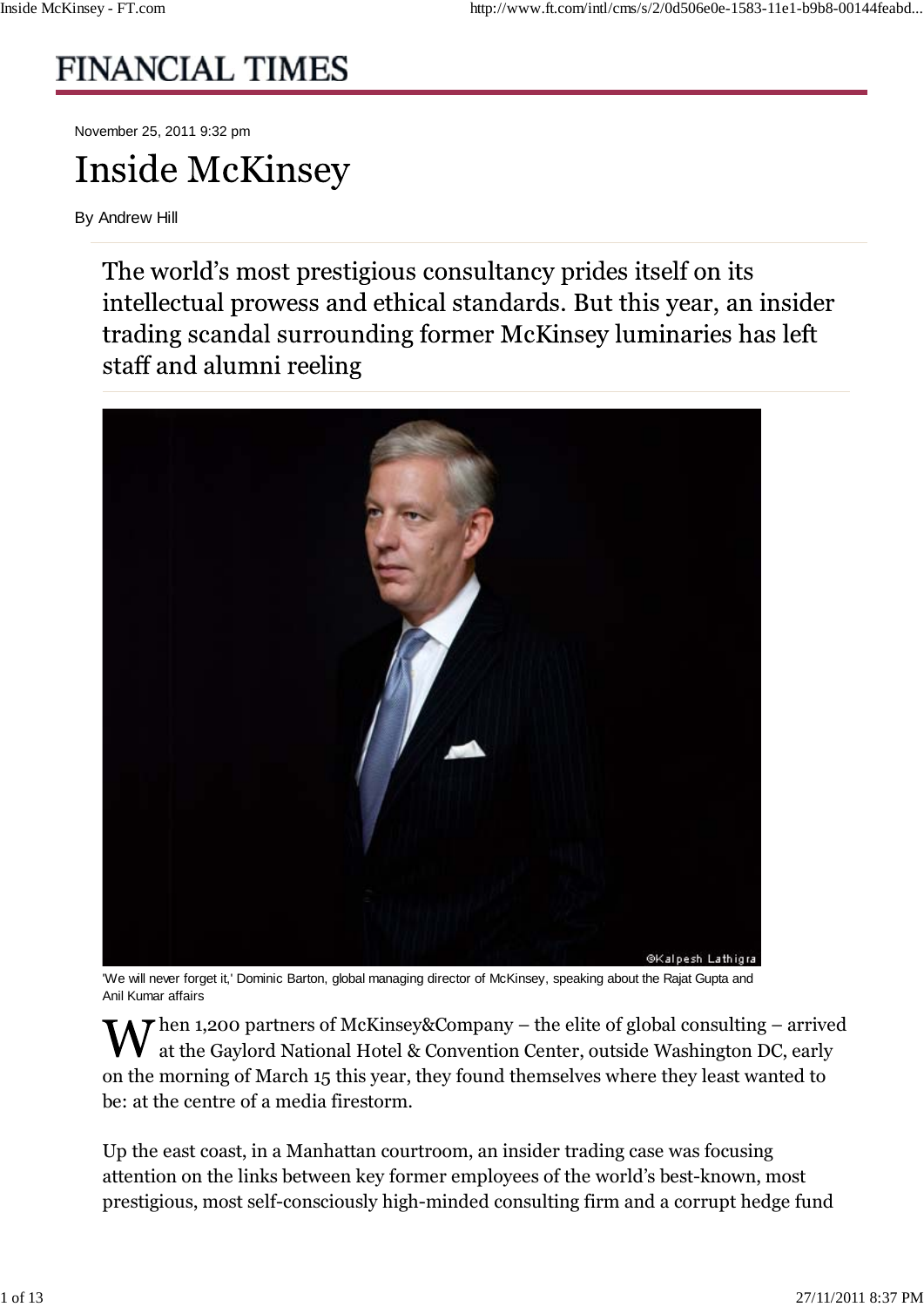# FINANCIAL TIMES

November 25, 2011 9:32 pm

# Inside McKinsey

By Andrew Hill

## The world's most prestigious consultancy prides itself on its intellectual prowess and ethical standards. But this year, an insider trading scandal surrounding former McKinsey luminaries has left staff and alumni reeling

'We will never forget it,' Dominic Barton, global managing director of McKinsey, speaking about the Rajat Gupta and Anil Kumar affairs

When 1,200 partners of McKinsey&Company – the elite of global consulting – arrived at the Gaylord National Hotel & Convention Center, outside Washington DC, early on the morning of March 15 this year, they found themselves where they least wanted to be: at the centre of a media firestorm.

Up the east coast, in a Manhattan courtroom, an insider trading case was focusing attention on the links between key former employees of the world's best-known, most prestigious, most self-consciously high-minded consulting firm and a corrupt hedge fund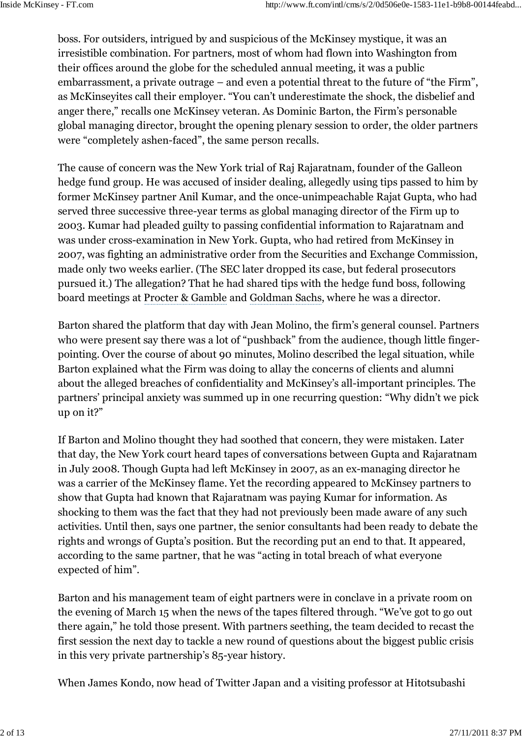boss. For outsiders, intrigued by and suspicious of the McKinsey mystique, it was an irresistible combination. For partners, most of whom had flown into Washington from their offices around the globe for the scheduled annual meeting, it was a public embarrassment, a private outrage – and even a potential threat to the future of "the Firm", as McKinseyites call their employer. "You can't underestimate the shock, the disbelief and anger there," recalls one McKinsey veteran. As Dominic Barton, the Firm's personable global managing director, brought the opening plenary session to order, the older partners were "completely ashen-faced", the same person recalls.

The cause of concern was the New York trial of Raj Rajaratnam, founder of the Galleon hedge fund group. He was accused of insider dealing, allegedly using tips passed to him by former McKinsey partner Anil Kumar, and the once-unimpeachable Rajat Gupta, who had served three successive three-year terms as global managing director of the Firm up to 2003. Kumar had pleaded guilty to passing confidential information to Rajaratnam and was under cross-examination in New York. Gupta, who had retired from McKinsey in 2007, was fighting an administrative order from the Securities and Exchange Commission, made only two weeks earlier. (The SEC later dropped its case, but federal prosecutors pursued it.) The allegation? That he had shared tips with the hedge fund boss, following board meetings at Procter & Gamble and Goldman Sachs, where he was a director.

Barton shared the platform that day with Jean Molino, the firm's general counsel. Partners who were present say there was a lot of "pushback" from the audience, though little finger-pointing. Over the course of about 90 minutes, Molino described the legal situation, while Barton explained what the Firm was doing to allay the concerns of clients and alumni about the alleged breaches of confidentiality and McKinsey's all-important principles. The partners' principal anxiety was summed up in one recurring question: "Why didn't we pick up on it?"

If Barton and Molino thought they had soothed that concern, they were mistaken. Later that day, the New York court heard tapes of conversations between Gupta and Rajaratnam in July 2008. Though Gupta had left McKinsey in 2007, as an ex-managing director he was a carrier of the McKinsey flame. Yet the recording appeared to McKinsey partners to show that Gupta had known that Rajaratnam was paying Kumar for information. As shocking to them was the fact that they had not previously been made aware of any such activities. Until then, says one partner, the senior consultants had been ready to debate the rights and wrongs of Gupta's position. But the recording put an end to that. It appeared, according to the same partner, that he was "acting in total breach of what everyone expected of him".

Barton and his management team of eight partners were in conclave in a private room on the evening of March 15 when the news of the tapes filtered through. "We've got to go out there again," he told those present. With partners seething, the team decided to recast the first session the next day to tackle a new round of questions about the biggest public crisis in this very private partnership's 85-year history.

When James Kondo, now head of Twitter Japan and a visiting professor at Hitotsubashi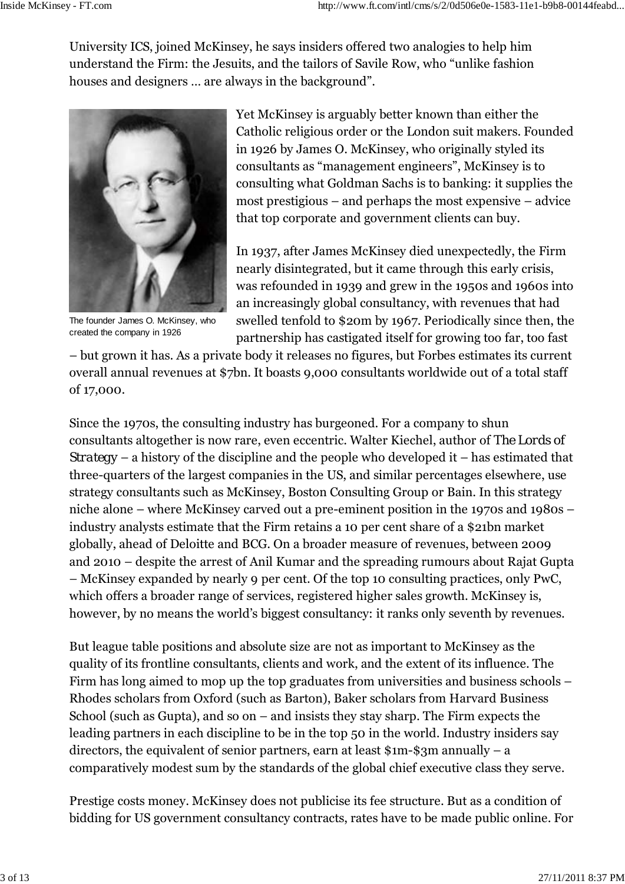University ICS, joined McKinsey, he says insiders offered two analogies to help him understand the Firm: the Jesuits, and the tailors of Savile Row, who “unlike fashion houses and designers ... are always in the background”.

Yet McKinsey is arguably better known than either the Catholic religious order or the London suit makers. Founded in 1926 by James O. McKinsey, who originally styled its consultants as “management engineers”, McKinsey is to consulting what Goldman Sachs is to banking: it supplies the most prestigious – and perhaps the most expensive – advice that top corporate and government clients can buy.

The founder James O. McKinsey, who created the company in 1926

In 1937, after James McKinsey died unexpectedly, the Firm nearly disintegrated, but it came through this early crisis, was refounded in 1939 and grew in the 1950s and 1960s into an increasingly global consultancy, with revenues that had swelled tenfold to $20m by 1967. Periodically since then, the partnership has castigated itself for growing too far, too fast – but grown it has. As a private body it releases no figures, but Forbes estimates its current overall annual revenues at $7bn. It boasts 9,000 consultants worldwide out of a total staff of 17,000.

Since the 1970s, the consulting industry has burgeoned. For a company to shun consultants altogether is now rare, even eccentric. Walter Kiechel, author of *The Lords of Strategy* – a history of the discipline and the people who developed it – has estimated that three-quarters of the largest companies in the US, and similar percentages elsewhere, use strategy consultants such as McKinsey, Boston Consulting Group or Bain. In this strategy niche alone – where McKinsey carved out a pre-eminent position in the 1970s and 1980s – industry analysts estimate that the Firm retains a 10 per cent share of a $21bn market globally, ahead of Deloitte and BCG. On a broader measure of revenues, between 2009 and 2010 – despite the arrest of Anil Kumar and the spreading rumours about Rajat Gupta – McKinsey expanded by nearly 9 per cent. Of the top 10 consulting practices, only PwC, which offers a broader range of services, registered higher sales growth. McKinsey is, however, by no means the world’s biggest consultancy: it ranks only seventh by revenues.

But league table positions and absolute size are not as important to McKinsey as the quality of its frontline consultants, clients and work, and the extent of its influence. The Firm has long aimed to mop up the top graduates from universities and business schools – Rhodes scholars from Oxford (such as Barton), Baker scholars from Harvard Business School (such as Gupta), and so on – and insists they stay sharp. The Firm expects the leading partners in each discipline to be in the top 50 in the world. Industry insiders say directors, the equivalent of senior partners, earn at least $1m-$3m annually – a comparatively modest sum by the standards of the global chief executive class they serve.

Prestige costs money. McKinsey does not publicise its fee structure. But as a condition of bidding for US government consultancy contracts, rates have to be made public online. For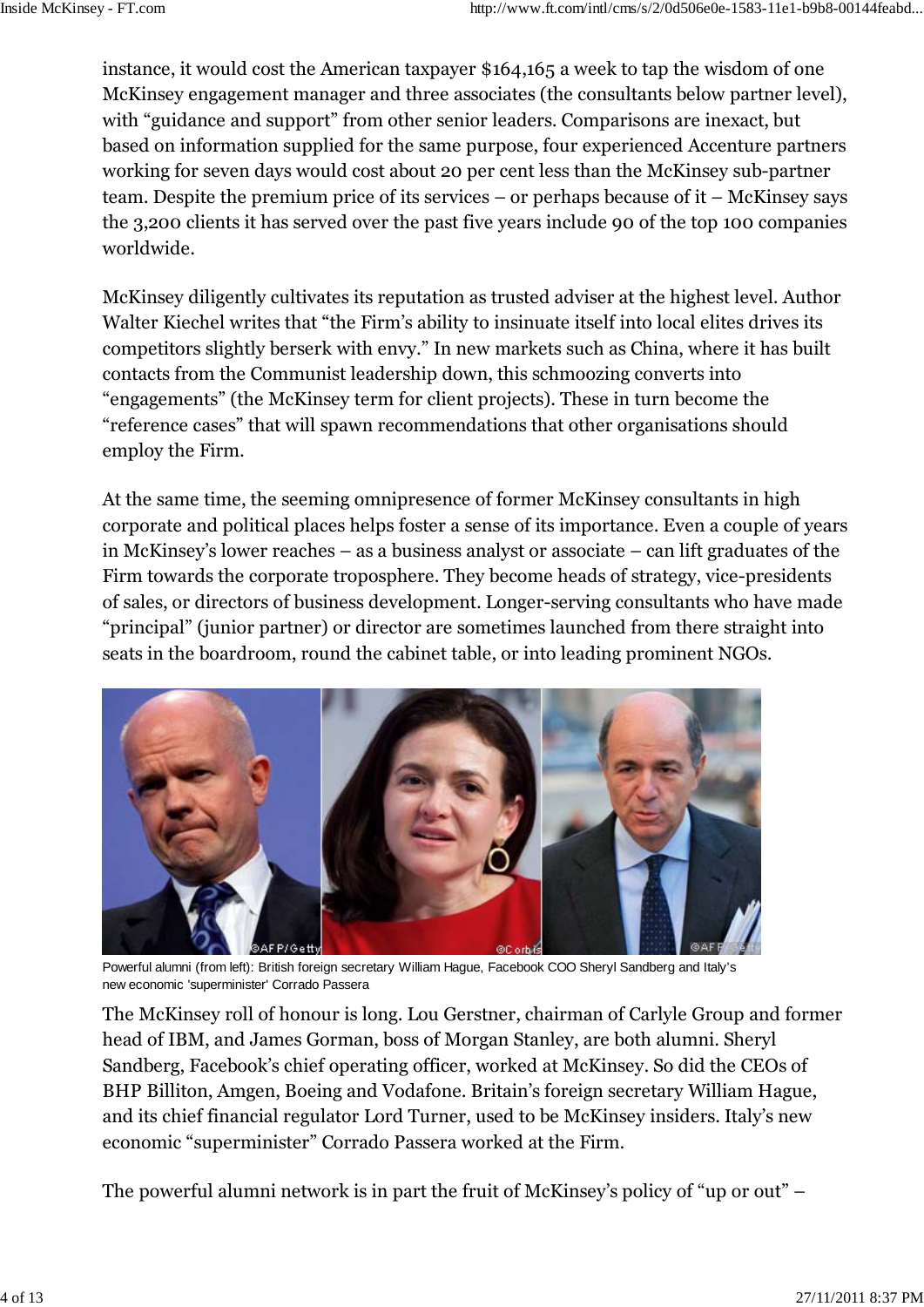instance, it would cost the American taxpayer $164,165 a week to tap the wisdom of one McKinsey engagement manager and three associates (the consultants below partner level), with "guidance and support" from other senior leaders. Comparisons are inexact, but based on information supplied for the same purpose, four experienced Accenture partners working for seven days would cost about 20 per cent less than the McKinsey sub-partner team. Despite the premium price of its services – or perhaps because of it – McKinsey says the 3,200 clients it has served over the past five years include 90 of the top 100 companies worldwide.

McKinsey diligently cultivates its reputation as trusted adviser at the highest level. Author Walter Kiechel writes that "the Firm's ability to insinuate itself into local elites drives its competitors slightly berserk with envy." In new markets such as China, where it has built contacts from the Communist leadership down, this schmoozing converts into "engagements" (the McKinsey term for client projects). These in turn become the "reference cases" that will spawn recommendations that other organisations should employ the Firm.

At the same time, the seeming omnipresence of former McKinsey consultants in high corporate and political places helps foster a sense of its importance. Even a couple of years in McKinsey's lower reaches – as a business analyst or associate – can lift graduates of the Firm towards the corporate troposphere. They become heads of strategy, vice-presidents of sales, or directors of business development. Longer-serving consultants who have made "principal" (junior partner) or director are sometimes launched from there straight into seats in the boardroom, round the cabinet table, or into leading prominent NGOs.

Powerful alumni (from left): British foreign secretary William Hague, Facebook COO Sheryl Sandberg and Italy's new economic 'superminister' Corrado Passera

The McKinsey roll of honour is long. Lou Gerstner, chairman of Carlyle Group and former head of IBM, and James Gorman, boss of Morgan Stanley, are both alumni. Sheryl Sandberg, Facebook's chief operating officer, worked at McKinsey. So did the CEOs of BHP Billiton, Amgen, Boeing and Vodafone. Britain's foreign secretary William Hague, and its chief financial regulator Lord Turner, used to be McKinsey insiders. Italy's new economic "superminister" Corrado Passera worked at the Firm.

The powerful alumni network is in part the fruit of McKinsey's policy of "up or out" –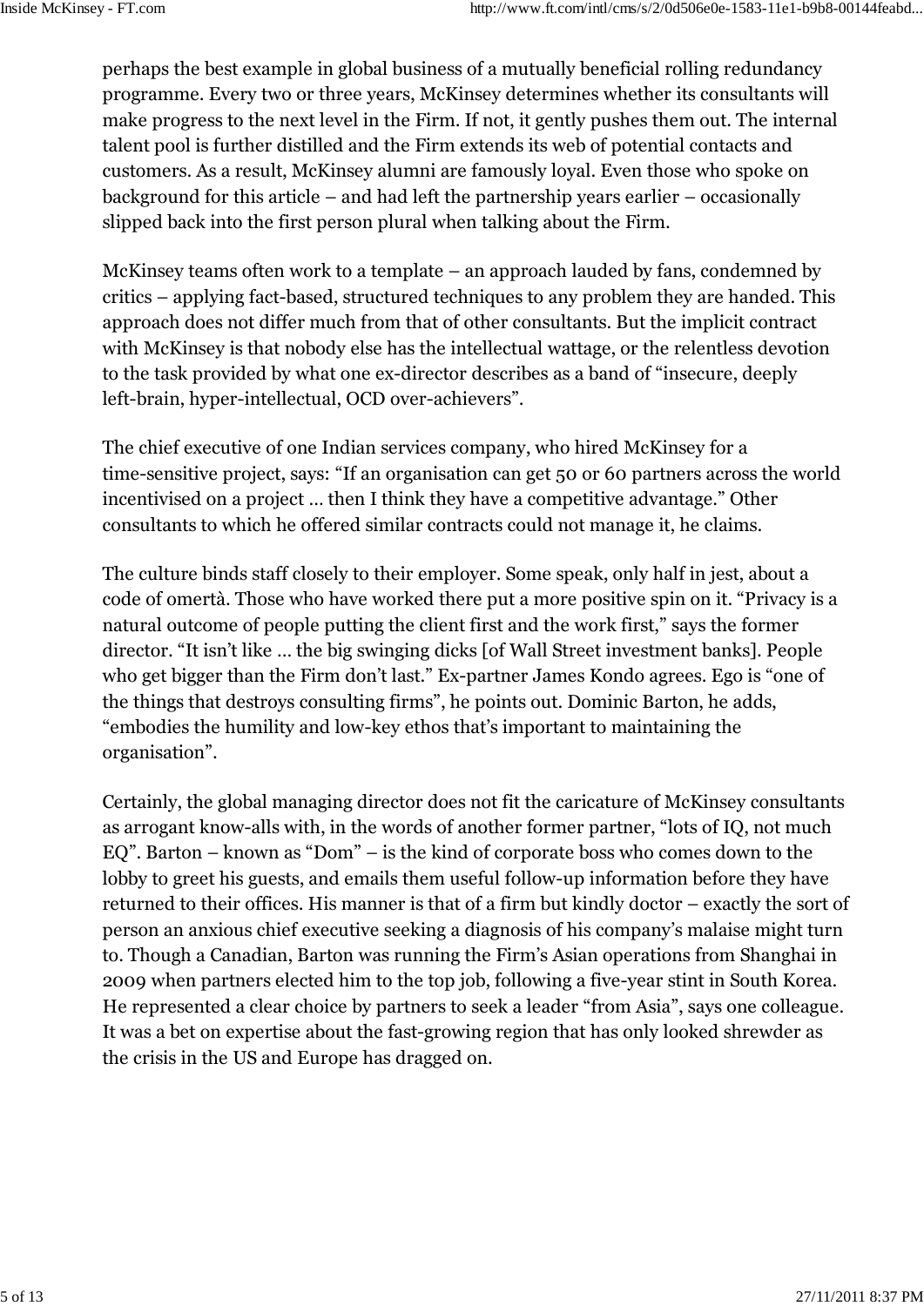perhaps the best example in global business of a mutually beneficial rolling redundancy programme. Every two or three years, McKinsey determines whether its consultants will make progress to the next level in the Firm. If not, it gently pushes them out. The internal talent pool is further distilled and the Firm extends its web of potential contacts and customers. As a result, McKinsey alumni are famously loyal. Even those who spoke on background for this article – and had left the partnership years earlier – occasionally slipped back into the first person plural when talking about the Firm.

McKinsey teams often work to a template – an approach lauded by fans, condemned by critics – applying fact-based, structured techniques to any problem they are handed. This approach does not differ much from that of other consultants. But the implicit contract with McKinsey is that nobody else has the intellectual wattage, or the relentless devotion to the task provided by what one ex-director describes as a band of "insecure, deeply left-brain, hyper-intellectual, OCD over-achievers".

The chief executive of one Indian services company, who hired McKinsey for a time-sensitive project, says: "If an organisation can get 50 or 60 partners across the world incentivised on a project ... then I think they have a competitive advantage." Other consultants to which he offered similar contracts could not manage it, he claims.

The culture binds staff closely to their employer. Some speak, only half in jest, about a code of omertà. Those who have worked there put a more positive spin on it. "Privacy is a natural outcome of people putting the client first and the work first," says the former director. "It isn't like ... the big swinging dicks [of Wall Street investment banks]. People who get bigger than the Firm don't last." Ex-partner James Kondo agrees. Ego is "one of the things that destroys consulting firms", he points out. Dominic Barton, he adds, "embodies the humility and low-key ethos that's important to maintaining the organisation".

Certainly, the global managing director does not fit the caricature of McKinsey consultants as arrogant know-alls with, in the words of another former partner, "lots of IQ, not much EQ". Barton – known as "Dom" – is the kind of corporate boss who comes down to the lobby to greet his guests, and emails them useful follow-up information before they have returned to their offices. His manner is that of a firm but kindly doctor – exactly the sort of person an anxious chief executive seeking a diagnosis of his company's malaise might turn to. Though a Canadian, Barton was running the Firm's Asian operations from Shanghai in 2009 when partners elected him to the top job, following a five-year stint in South Korea. He represented a clear choice by partners to seek a leader "from Asia", says one colleague. It was a bet on expertise about the fast-growing region that has only looked shrewder as the crisis in the US and Europe has dragged on.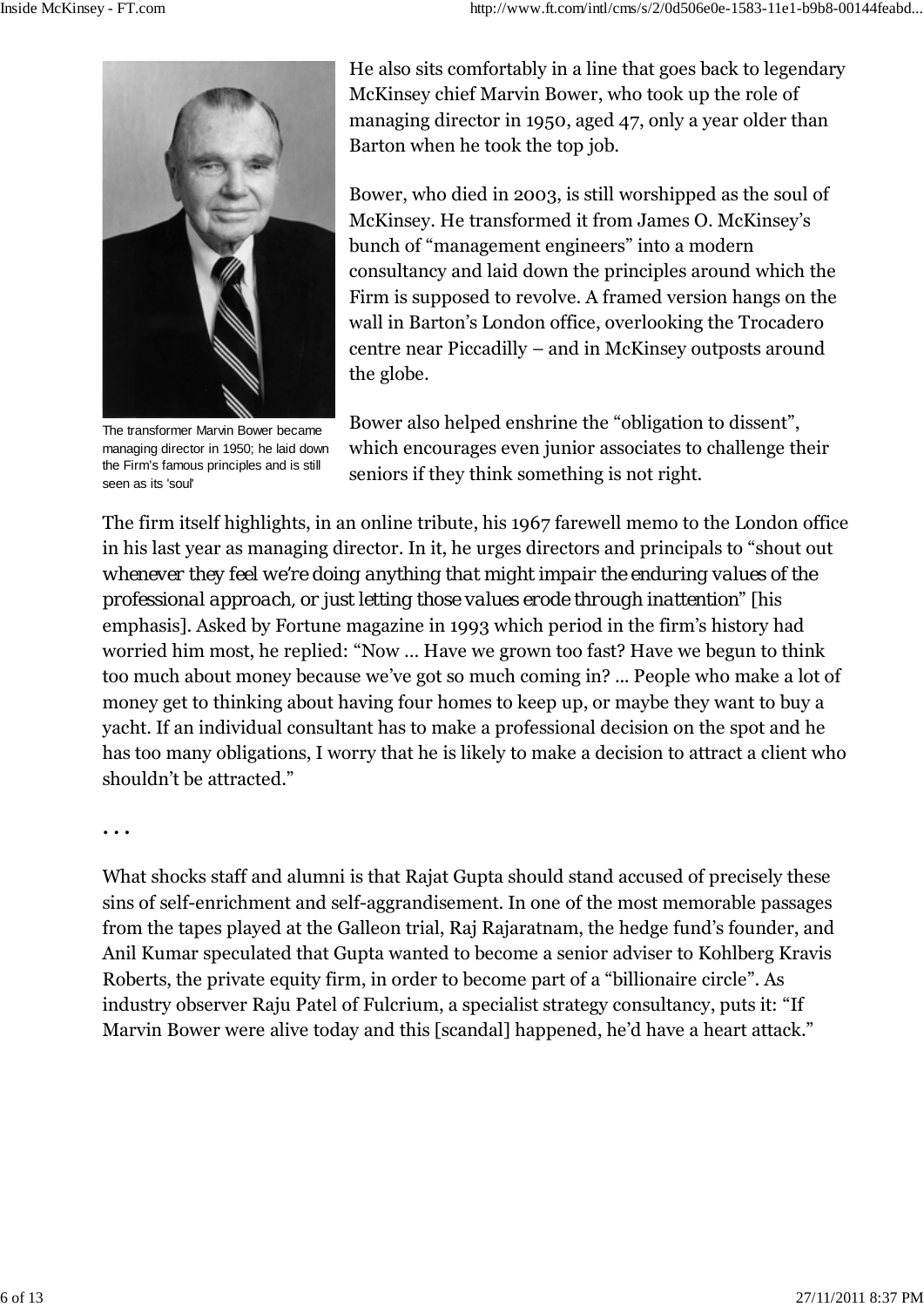He also sits comfortably in a line that goes back to legendary McKinsey chief Marvin Bower, who took up the role of managing director in 1950, aged 47, only a year older than Barton when he took the top job.

Bower, who died in 2003, is still worshipped as the soul of McKinsey. He transformed it from James O. McKinsey's bunch of "management engineers" into a modern consultancy and laid down the principles around which the Firm is supposed to revolve. A framed version hangs on the wall in Barton's London office, overlooking the Trocadero centre near Piccadilly – and in McKinsey outposts around the globe.

The transformer Marvin Bower became managing director in 1950; he laid down the Firm's famous principles and is still seen as its 'soul'

Bower also helped enshrine the "obligation to dissent", which encourages even junior associates to challenge their seniors if they think something is not right.

The firm itself highlights, in an online tribute, his 1967 farewell memo to the London office in his last year as managing director. In it, he urges directors and principals to "shout out *whenever they feel we're doing anything that might impair the enduring values of the professional approach, or just letting those values erode through inattention*" [his emphasis]. Asked by Fortune magazine in 1993 which period in the firm's history had worried him most, he replied: "Now … Have we grown too fast? Have we begun to think too much about money because we've got so much coming in? ... People who make a lot of money get to thinking about having four homes to keep up, or maybe they want to buy a yacht. If an individual consultant has to make a professional decision on the spot and he has too many obligations, I worry that he is likely to make a decision to attract a client who shouldn't be attracted."

…

What shocks staff and alumni is that Rajat Gupta should stand accused of precisely these sins of self-enrichment and self-aggrandisement. In one of the most memorable passages from the tapes played at the Galleon trial, Raj Rajaratnam, the hedge fund's founder, and Anil Kumar speculated that Gupta wanted to become a senior adviser to Kohlberg Kravis Roberts, the private equity firm, in order to become part of a "billionaire circle". As industry observer Raju Patel of Fulcrium, a specialist strategy consultancy, puts it: "If Marvin Bower were alive today and this [scandal] happened, he'd have a heart attack."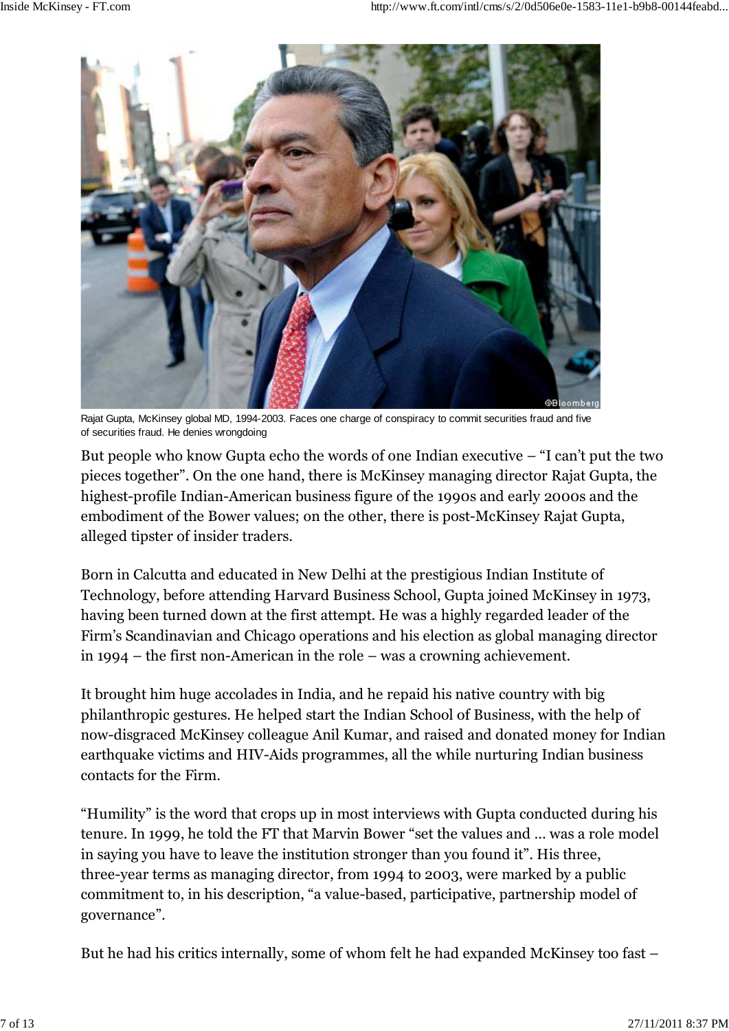Rajat Gupta, McKinsey global MD, 1994-2003. Faces one charge of conspiracy to commit securities fraud and five of securities fraud. He denies wrongdoing

But people who know Gupta echo the words of one Indian executive – "I can't put the two pieces together". On the one hand, there is McKinsey managing director Rajat Gupta, the highest-profile Indian-American business figure of the 1990s and early 2000s and the embodiment of the Bower values; on the other, there is post-McKinsey Rajat Gupta, alleged tipster of insider traders.

Born in Calcutta and educated in New Delhi at the prestigious Indian Institute of Technology, before attending Harvard Business School, Gupta joined McKinsey in 1973, having been turned down at the first attempt. He was a highly regarded leader of the Firm's Scandinavian and Chicago operations and his election as global managing director in 1994 – the first non-American in the role – was a crowning achievement.

It brought him huge accolades in India, and he repaid his native country with big philanthropic gestures. He helped start the Indian School of Business, with the help of now-disgraced McKinsey colleague Anil Kumar, and raised and donated money for Indian earthquake victims and HIV-Aids programmes, all the while nurturing Indian business contacts for the Firm.

"Humility" is the word that crops up in most interviews with Gupta conducted during his tenure. In 1999, he told the FT that Marvin Bower "set the values and … was a role model in saying you have to leave the institution stronger than you found it". His three, three-year terms as managing director, from 1994 to 2003, were marked by a public commitment to, in his description, "a value-based, participative, partnership model of governance".

But he had his critics internally, some of whom felt he had expanded McKinsey too fast –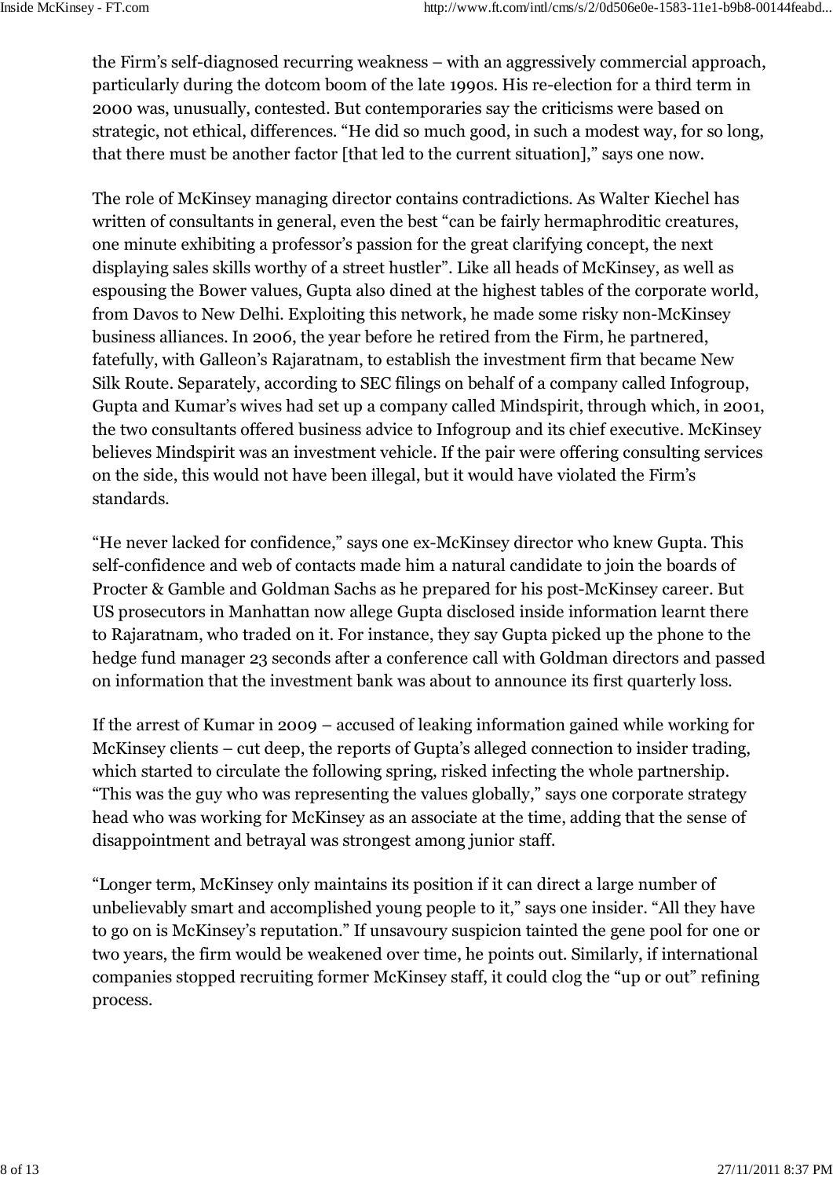the Firm's self-diagnosed recurring weakness – with an aggressively commercial approach, particularly during the dotcom boom of the late 1990s. His re-election for a third term in 2000 was, unusually, contested. But contemporaries say the criticisms were based on strategic, not ethical, differences. "He did so much good, in such a modest way, for so long, that there must be another factor [that led to the current situation]," says one now.

The role of McKinsey managing director contains contradictions. As Walter Kiechel has written of consultants in general, even the best "can be fairly hermaphroditic creatures, one minute exhibiting a professor's passion for the great clarifying concept, the next displaying sales skills worthy of a street hustler". Like all heads of McKinsey, as well as espousing the Bower values, Gupta also dined at the highest tables of the corporate world, from Davos to New Delhi. Exploiting this network, he made some risky non-McKinsey business alliances. In 2006, the year before he retired from the Firm, he partnered, fatefully, with Galleon's Rajaratnam, to establish the investment firm that became New Silk Route. Separately, according to SEC filings on behalf of a company called Infogroup, Gupta and Kumar's wives had set up a company called Mindspirit, through which, in 2001, the two consultants offered business advice to Infogroup and its chief executive. McKinsey believes Mindspirit was an investment vehicle. If the pair were offering consulting services on the side, this would not have been illegal, but it would have violated the Firm's standards.

"He never lacked for confidence," says one ex-McKinsey director who knew Gupta. This self-confidence and web of contacts made him a natural candidate to join the boards of Procter & Gamble and Goldman Sachs as he prepared for his post-McKinsey career. But US prosecutors in Manhattan now allege Gupta disclosed inside information learnt there to Rajaratnam, who traded on it. For instance, they say Gupta picked up the phone to the hedge fund manager 23 seconds after a conference call with Goldman directors and passed on information that the investment bank was about to announce its first quarterly loss.

If the arrest of Kumar in 2009 – accused of leaking information gained while working for McKinsey clients – cut deep, the reports of Gupta's alleged connection to insider trading, which started to circulate the following spring, risked infecting the whole partnership. "This was the guy who was representing the values globally," says one corporate strategy head who was working for McKinsey as an associate at the time, adding that the sense of disappointment and betrayal was strongest among junior staff.

"Longer term, McKinsey only maintains its position if it can direct a large number of unbelievably smart and accomplished young people to it," says one insider. "All they have to go on is McKinsey's reputation." If unsavoury suspicion tainted the gene pool for one or two years, the firm would be weakened over time, he points out. Similarly, if international companies stopped recruiting former McKinsey staff, it could clog the "up or out" refining process.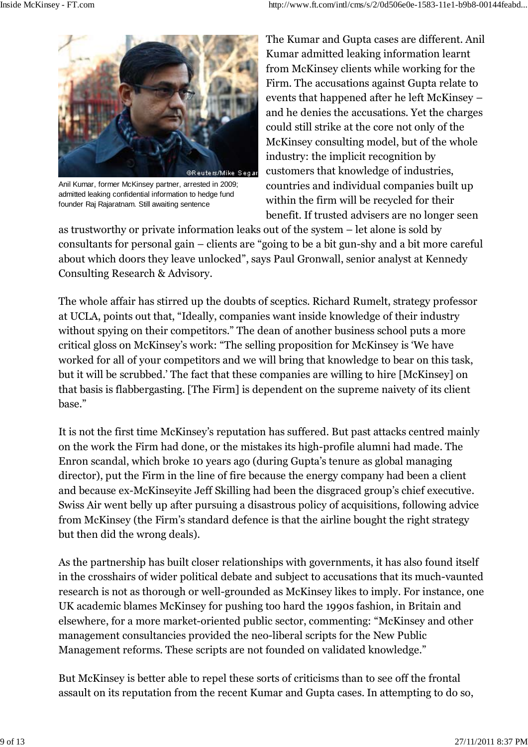Anil Kumar, former McKinsey partner, arrested in 2009; admitted leaking confidential information to hedge fund founder Raj Rajaratnam. Still awaiting sentence

The Kumar and Gupta cases are different. Anil Kumar admitted leaking information learnt from McKinsey clients while working for the Firm. The accusations against Gupta relate to events that happened after he left McKinsey – and he denies the accusations. Yet the charges could still strike at the core not only of the McKinsey consulting model, but of the whole industry: the implicit recognition by customers that knowledge of industries, countries and individual companies built up within the firm will be recycled for their benefit. If trusted advisers are no longer seen as trustworthy or private information leaks out of the system – let alone is sold by consultants for personal gain – clients are "going to be a bit gun-shy and a bit more careful about which doors they leave unlocked", says Paul Gronwall, senior analyst at Kennedy Consulting Research & Advisory.

The whole affair has stirred up the doubts of sceptics. Richard Rumelt, strategy professor at UCLA, points out that, "Ideally, companies want inside knowledge of their industry without spying on their competitors." The dean of another business school puts a more critical gloss on McKinsey's work: "The selling proposition for McKinsey is 'We have worked for all of your competitors and we will bring that knowledge to bear on this task, but it will be scrubbed.' The fact that these companies are willing to hire [McKinsey] on that basis is flabbergasting. [The Firm] is dependent on the supreme naivety of its client base."

It is not the first time McKinsey's reputation has suffered. But past attacks centred mainly on the work the Firm had done, or the mistakes its high-profile alumni had made. The Enron scandal, which broke 10 years ago (during Gupta's tenure as global managing director), put the Firm in the line of fire because the energy company had been a client and because ex-McKinseyite Jeff Skilling had been the disgraced group's chief executive. Swiss Air went belly up after pursuing a disastrous policy of acquisitions, following advice from McKinsey (the Firm's standard defence is that the airline bought the right strategy but then did the wrong deals).

As the partnership has built closer relationships with governments, it has also found itself in the crosshairs of wider political debate and subject to accusations that its much-vaunted research is not as thorough or well-grounded as McKinsey likes to imply. For instance, one UK academic blames McKinsey for pushing too hard the 1990s fashion, in Britain and elsewhere, for a more market-oriented public sector, commenting: "McKinsey and other management consultancies provided the neo-liberal scripts for the New Public Management reforms. These scripts are not founded on validated knowledge."

But McKinsey is better able to repel these sorts of criticisms than to see off the frontal assault on its reputation from the recent Kumar and Gupta cases. In attempting to do so,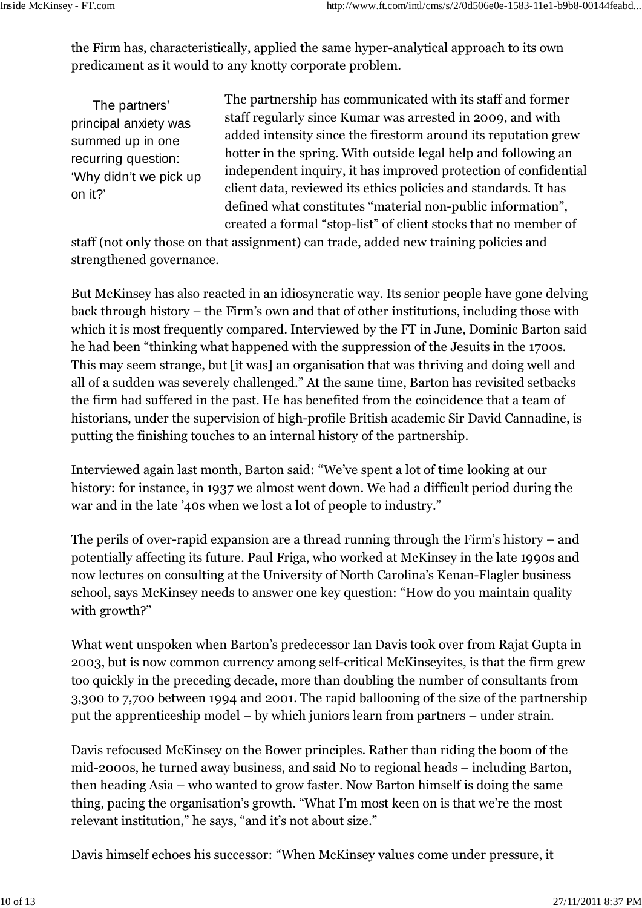the Firm has, characteristically, applied the same hyper-analytical approach to its own predicament as it would to any knotty corporate problem.

> The partners' principal anxiety was summed up in one recurring question: 'Why didn't we pick up on it?'

The partnership has communicated with its staff and former staff regularly since Kumar was arrested in 2009, and with added intensity since the firestorm around its reputation grew hotter in the spring. With outside legal help and following an independent inquiry, it has improved protection of confidential client data, reviewed its ethics policies and standards. It has defined what constitutes "material non-public information", created a formal "stop-list" of client stocks that no member of staff (not only those on that assignment) can trade, added new training policies and strengthened governance.

But McKinsey has also reacted in an idiosyncratic way. Its senior people have gone delving back through history – the Firm's own and that of other institutions, including those with which it is most frequently compared. Interviewed by the FT in June, Dominic Barton said he had been "thinking what happened with the suppression of the Jesuits in the 1700s. This may seem strange, but [it was] an organisation that was thriving and doing well and all of a sudden was severely challenged." At the same time, Barton has revisited setbacks the firm had suffered in the past. He has benefited from the coincidence that a team of historians, under the supervision of high-profile British academic Sir David Cannadine, is putting the finishing touches to an internal history of the partnership.

Interviewed again last month, Barton said: "We've spent a lot of time looking at our history: for instance, in 1937 we almost went down. We had a difficult period during the war and in the late '40s when we lost a lot of people to industry."

The perils of over-rapid expansion are a thread running through the Firm's history – and potentially affecting its future. Paul Friga, who worked at McKinsey in the late 1990s and now lectures on consulting at the University of North Carolina's Kenan-Flagler business school, says McKinsey needs to answer one key question: "How do you maintain quality with growth?"

What went unspoken when Barton's predecessor Ian Davis took over from Rajat Gupta in 2003, but is now common currency among self-critical McKinseyites, is that the firm grew too quickly in the preceding decade, more than doubling the number of consultants from 3,300 to 7,700 between 1994 and 2001. The rapid ballooning of the size of the partnership put the apprenticeship model – by which juniors learn from partners – under strain.

Davis refocused McKinsey on the Bower principles. Rather than riding the boom of the mid-2000s, he turned away business, and said No to regional heads – including Barton, then heading Asia – who wanted to grow faster. Now Barton himself is doing the same thing, pacing the organisation's growth. "What I'm most keen on is that we're the most relevant institution," he says, "and it's not about size."

Davis himself echoes his successor: "When McKinsey values come under pressure, it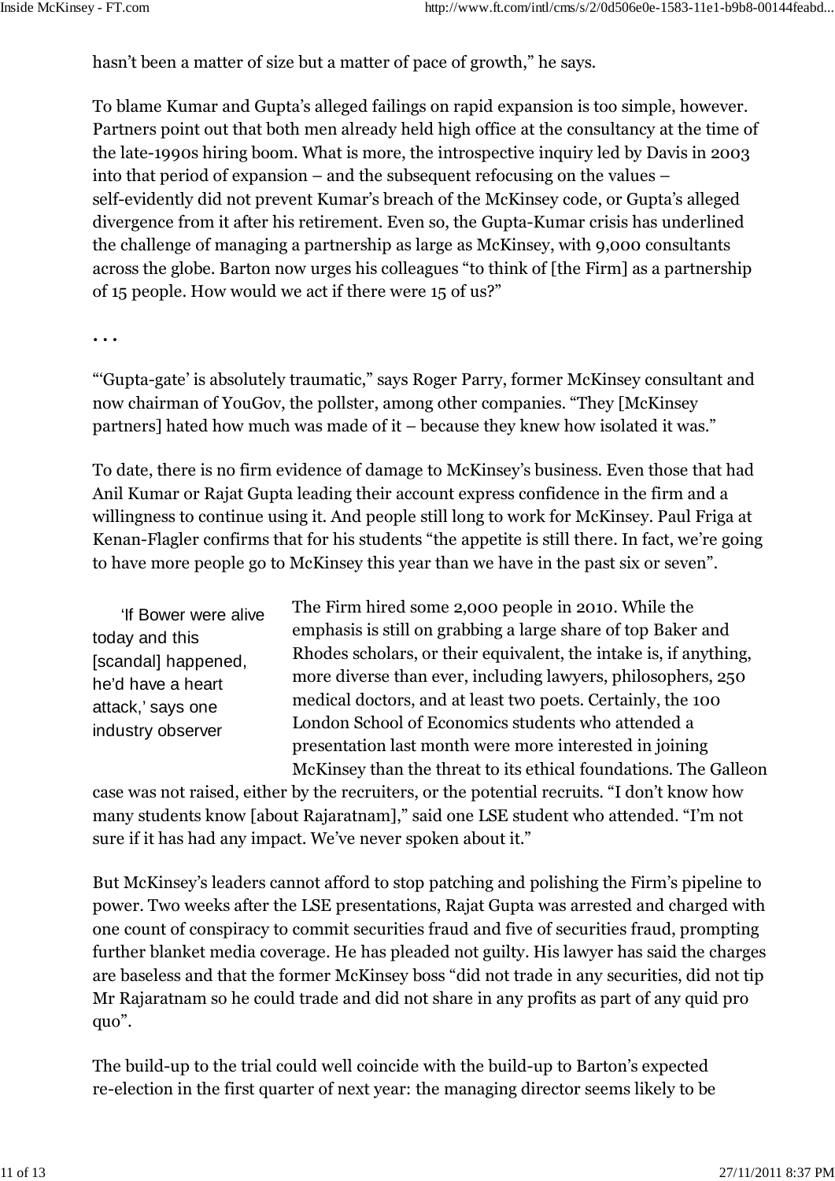hasn't been a matter of size but a matter of pace of growth," he says.

To blame Kumar and Gupta's alleged failings on rapid expansion is too simple, however. Partners point out that both men already held high office at the consultancy at the time of the late-1990s hiring boom. What is more, the introspective inquiry led by Davis in 2003 into that period of expansion – and the subsequent refocusing on the values – self-evidently did not prevent Kumar's breach of the McKinsey code, or Gupta's alleged divergence from it after his retirement. Even so, the Gupta-Kumar crisis has underlined the challenge of managing a partnership as large as McKinsey, with 9,000 consultants across the globe. Barton now urges his colleagues "to think of [the Firm] as a partnership of 15 people. How would we act if there were 15 of us?"

• • •

"'Gupta-gate' is absolutely traumatic," says Roger Parry, former McKinsey consultant and now chairman of YouGov, the pollster, among other companies. "They [McKinsey partners] hated how much was made of it – because they knew how isolated it was."

To date, there is no firm evidence of damage to McKinsey's business. Even those that had Anil Kumar or Rajat Gupta leading their account express confidence in the firm and a willingness to continue using it. And people still long to work for McKinsey. Paul Friga at Kenan-Flagler confirms that for his students "the appetite is still there. In fact, we're going to have more people go to McKinsey this year than we have in the past six or seven".

> 'If Bower were alive today and this [scandal] happened, he'd have a heart attack,' says one industry observer

The Firm hired some 2,000 people in 2010. While the emphasis is still on grabbing a large share of top Baker and Rhodes scholars, or their equivalent, the intake is, if anything, more diverse than ever, including lawyers, philosophers, 250 medical doctors, and at least two poets. Certainly, the 100 London School of Economics students who attended a presentation last month were more interested in joining McKinsey than the threat to its ethical foundations. The Galleon case was not raised, either by the recruiters, or the potential recruits. "I don't know how many students know [about Rajaratnam]," said one LSE student who attended. "I'm not sure if it has had any impact. We've never spoken about it."

But McKinsey's leaders cannot afford to stop patching and polishing the Firm's pipeline to power. Two weeks after the LSE presentations, Rajat Gupta was arrested and charged with one count of conspiracy to commit securities fraud and five of securities fraud, prompting further blanket media coverage. He has pleaded not guilty. His lawyer has said the charges are baseless and that the former McKinsey boss "did not trade in any securities, did not tip Mr Rajaratnam so he could trade and did not share in any profits as part of any quid pro quo".

The build-up to the trial could well coincide with the build-up to Barton's expected re-election in the first quarter of next year: the managing director seems likely to be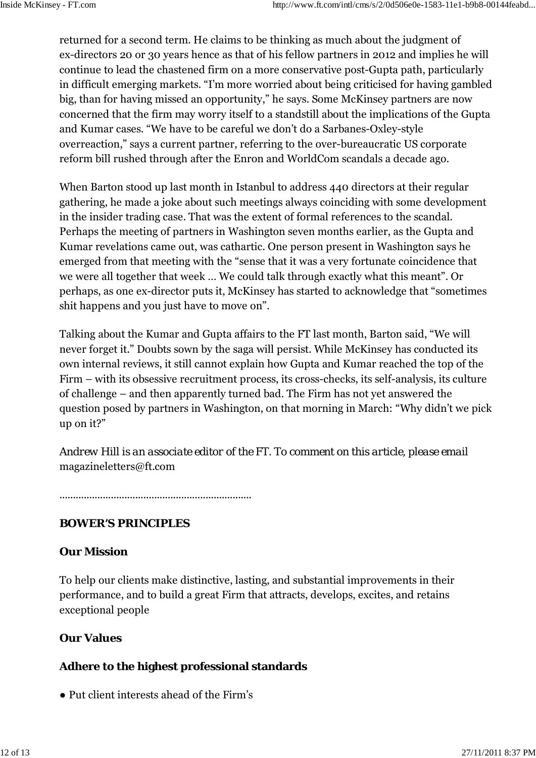returned for a second term. He claims to be thinking as much about the judgment of ex-directors 20 or 30 years hence as that of his fellow partners in 2012 and implies he will continue to lead the chastened firm on a more conservative post-Gupta path, particularly in difficult emerging markets. "I'm more worried about being criticised for having gambled big, than for having missed an opportunity," he says. Some McKinsey partners are now concerned that the firm may worry itself to a standstill about the implications of the Gupta and Kumar cases. "We have to be careful we don't do a Sarbanes-Oxley-style overreaction," says a current partner, referring to the over-bureaucratic US corporate reform bill rushed through after the Enron and WorldCom scandals a decade ago.

When Barton stood up last month in Istanbul to address 440 directors at their regular gathering, he made a joke about such meetings always coinciding with some development in the insider trading case. That was the extent of formal references to the scandal. Perhaps the meeting of partners in Washington seven months earlier, as the Gupta and Kumar revelations came out, was cathartic. One person present in Washington says he emerged from that meeting with the "sense that it was a very fortunate coincidence that we were all together that week ... We could talk through exactly what this meant". Or perhaps, as one ex-director puts it, McKinsey has started to acknowledge that "sometimes shit happens and you just have to move on".

Talking about the Kumar and Gupta affairs to the FT last month, Barton said, "We will never forget it." Doubts sown by the saga will persist. While McKinsey has conducted its own internal reviews, it still cannot explain how Gupta and Kumar reached the top of the Firm – with its obsessive recruitment process, its cross-checks, its self-analysis, its culture of challenge – and then apparently turned bad. The Firm has not yet answered the question posed by partners in Washington, on that morning in March: "Why didn't we pick up on it?"

*Andrew Hill is an associate editor of the FT. To comment on this article, please email* magazineletters@ft.com

......................................................................

**BOWER'S PRINCIPLES**

**Our Mission**

To help our clients make distinctive, lasting, and substantial improvements in their performance, and to build a great Firm that attracts, develops, excites, and retains exceptional people

**Our Values**

**Adhere to the highest professional standards**

- Put client interests ahead of the Firm's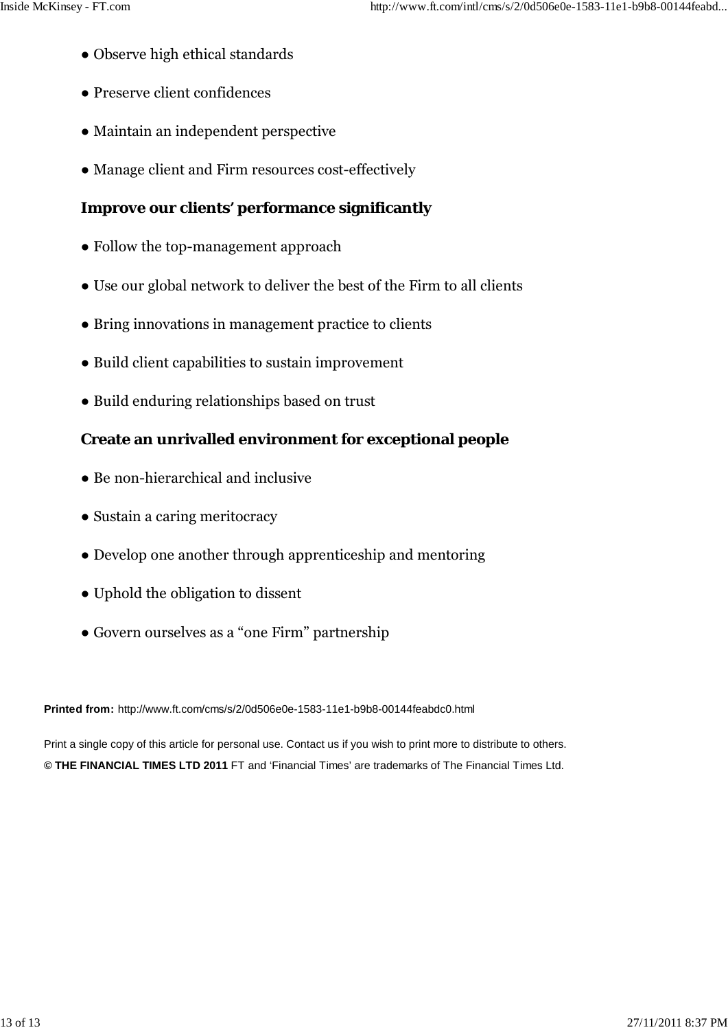- Observe high ethical standards
- Preserve client confidences
- Maintain an independent perspective
- Manage client and Firm resources cost-effectively

**Improve our clients' performance significantly**

- Follow the top-management approach
- Use our global network to deliver the best of the Firm to all clients
- Bring innovations in management practice to clients
- Build client capabilities to sustain improvement
- Build enduring relationships based on trust

**Create an unrivalled environment for exceptional people**

- Be non-hierarchical and inclusive
- Sustain a caring meritocracy
- Develop one another through apprenticeship and mentoring
- Uphold the obligation to dissent
- Govern ourselves as a "one Firm" partnership

**Printed from:** http://www.ft.com/cms/s/2/0d506e0e-1583-11e1-b9b8-00144feabdc0.html

Print a single copy of this article for personal use. Contact us if you wish to print more to distribute to others.

**© THE FINANCIAL TIMES LTD 2011** FT and 'Financial Times' are trademarks of The Financial Times Ltd.